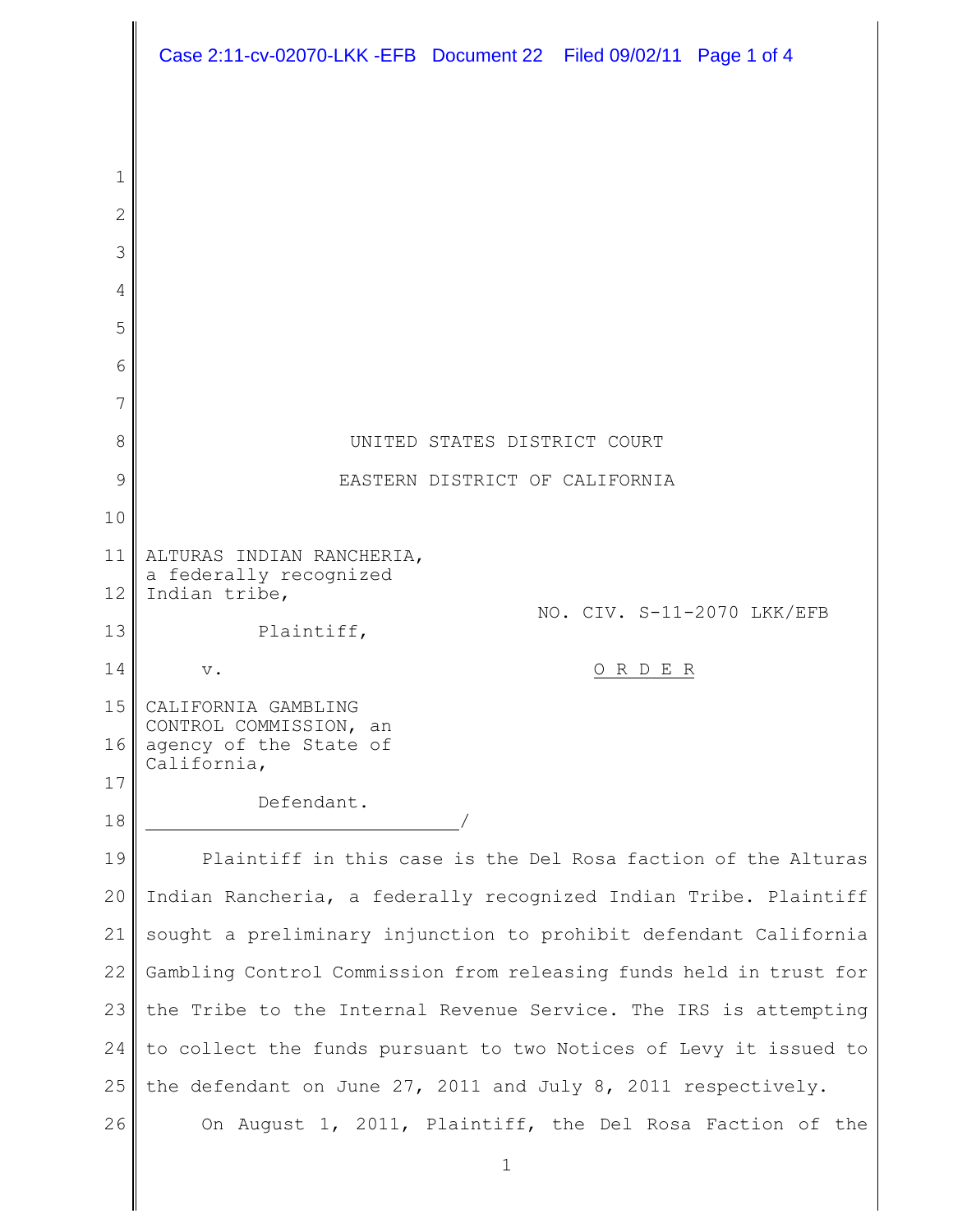UNITED STATES DISTRICT COURT

EASTERN DISTRICT OF CALIFORNIA

ALTURAS INDIAN RANCHERIA, a federally recognized Indian tribe,

Plaintiff,

v.

CALIFORNIA GAMBLING CONTROL COMMISSION, an agency of the State of California,

Defendant.

NO. CIV. S-11-2070 LKK/EFB

O R D E R

Plaintiff in this case is the Del Rosa faction of the Alturas Indian Rancheria, a federally recognized Indian Tribe. Plaintiff sought a preliminary injunction to prohibit defendant California Gambling Control Commission from releasing funds held in trust for the Tribe to the Internal Revenue Service. The IRS is attempting to collect the funds pursuant to two Notices of Levy it issued to the defendant on June 27, 2011 and July 8, 2011 respectively.

On August 1, 2011, Plaintiff, the Del Rosa Faction of the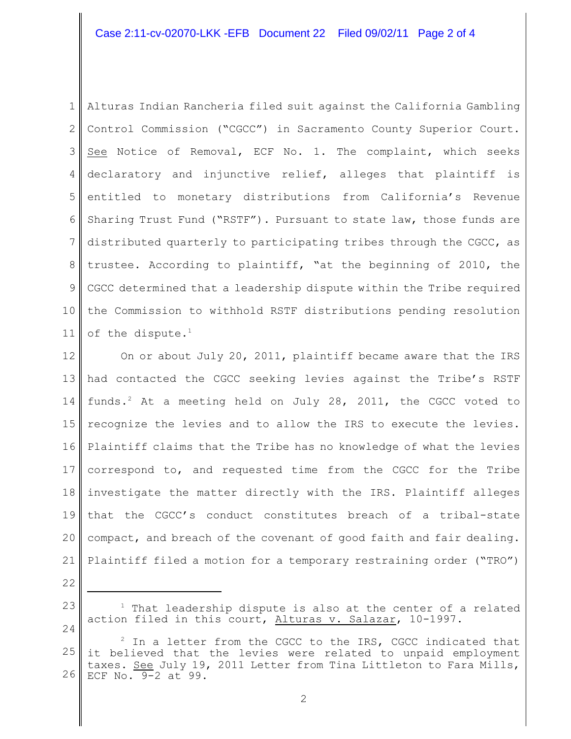Alturas Indian Rancheria filed suit against the California Gambling Control Commission ("CGCC") in Sacramento County Superior Court. See Notice of Removal, ECF No. 1. The complaint, which seeks declaratory and injunctive relief, alleges that plaintiff is entitled to monetary distributions from California's Revenue Sharing Trust Fund ("RSTF"). Pursuant to state law, those funds are distributed quarterly to participating tribes through the CGCC, as trustee. According to plaintiff, "at the beginning of 2010, the CGCC determined that a leadership dispute within the Tribe required the Commission to withhold RSTF distributions pending resolution of the dispute.[1]

On or about July 20, 2011, plaintiff became aware that the IRS had contacted the CGCC seeking levies against the Tribe's RSTF funds.[2] At a meeting held on July 28, 2011, the CGCC voted to recognize the levies and to allow the IRS to execute the levies. Plaintiff claims that the Tribe has no knowledge of what the levies correspond to, and requested time from the CGCC for the Tribe investigate the matter directly with the IRS. Plaintiff alleges that the CGCC's conduct constitutes breach of a tribal-state compact, and breach of the covenant of good faith and fair dealing. Plaintiff filed a motion for a temporary restraining order ("TRO")

---

[1] That leadership dispute is also at the center of a related action filed in this court, Alturas v. Salazar, 10-1997.

[2] In a letter from the CGCC to the IRS, CGCC indicated that it believed that the levies were related to unpaid employment taxes. See July 19, 2011 Letter from Tina Littleton to Fara Mills, ECF No. 9-2 at 99.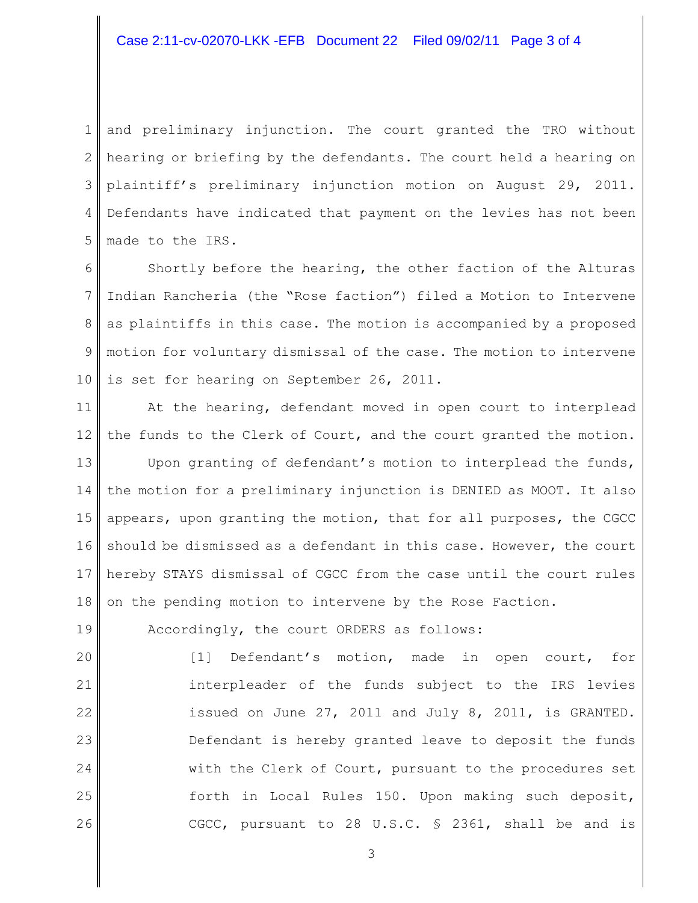and preliminary injunction. The court granted the TRO without hearing or briefing by the defendants. The court held a hearing on plaintiff's preliminary injunction motion on August 29, 2011. Defendants have indicated that payment on the levies has not been made to the IRS.

Shortly before the hearing, the other faction of the Alturas Indian Rancheria (the "Rose faction") filed a Motion to Intervene as plaintiffs in this case. The motion is accompanied by a proposed motion for voluntary dismissal of the case. The motion to intervene is set for hearing on September 26, 2011.

At the hearing, defendant moved in open court to interplead the funds to the Clerk of Court, and the court granted the motion.

Upon granting of defendant's motion to interplead the funds, the motion for a preliminary injunction is DENIED as MOOT. It also appears, upon granting the motion, that for all purposes, the CGCC should be dismissed as a defendant in this case. However, the court hereby STAYS dismissal of CGCC from the case until the court rules on the pending motion to intervene by the Rose Faction.

Accordingly, the court ORDERS as follows:

> [1] Defendant's motion, made in open court, for interpleader of the funds subject to the IRS levies issued on June 27, 2011 and July 8, 2011, is GRANTED. Defendant is hereby granted leave to deposit the funds with the Clerk of Court, pursuant to the procedures set forth in Local Rules 150. Upon making such deposit, CGCC, pursuant to 28 U.S.C. § 2361, shall be and is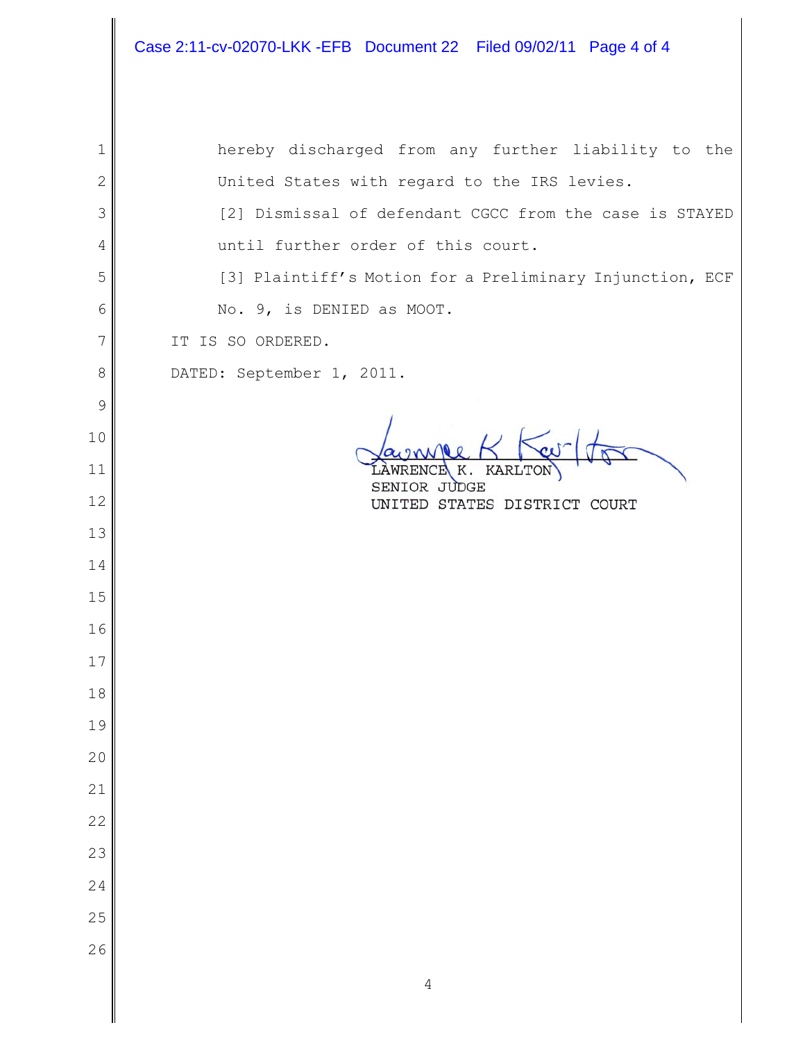hereby discharged from any further liability to the United States with regard to the IRS levies.

[2] Dismissal of defendant CGCC from the case is STAYED until further order of this court.

[3] Plaintiff's Motion for a Preliminary Injunction, ECF No. 9, is DENIED as MOOT.

IT IS SO ORDERED.

DATED: September 1, 2011.

LAWRENCE K. KARLTON
SENIOR JUDGE
UNITED STATES DISTRICT COURT